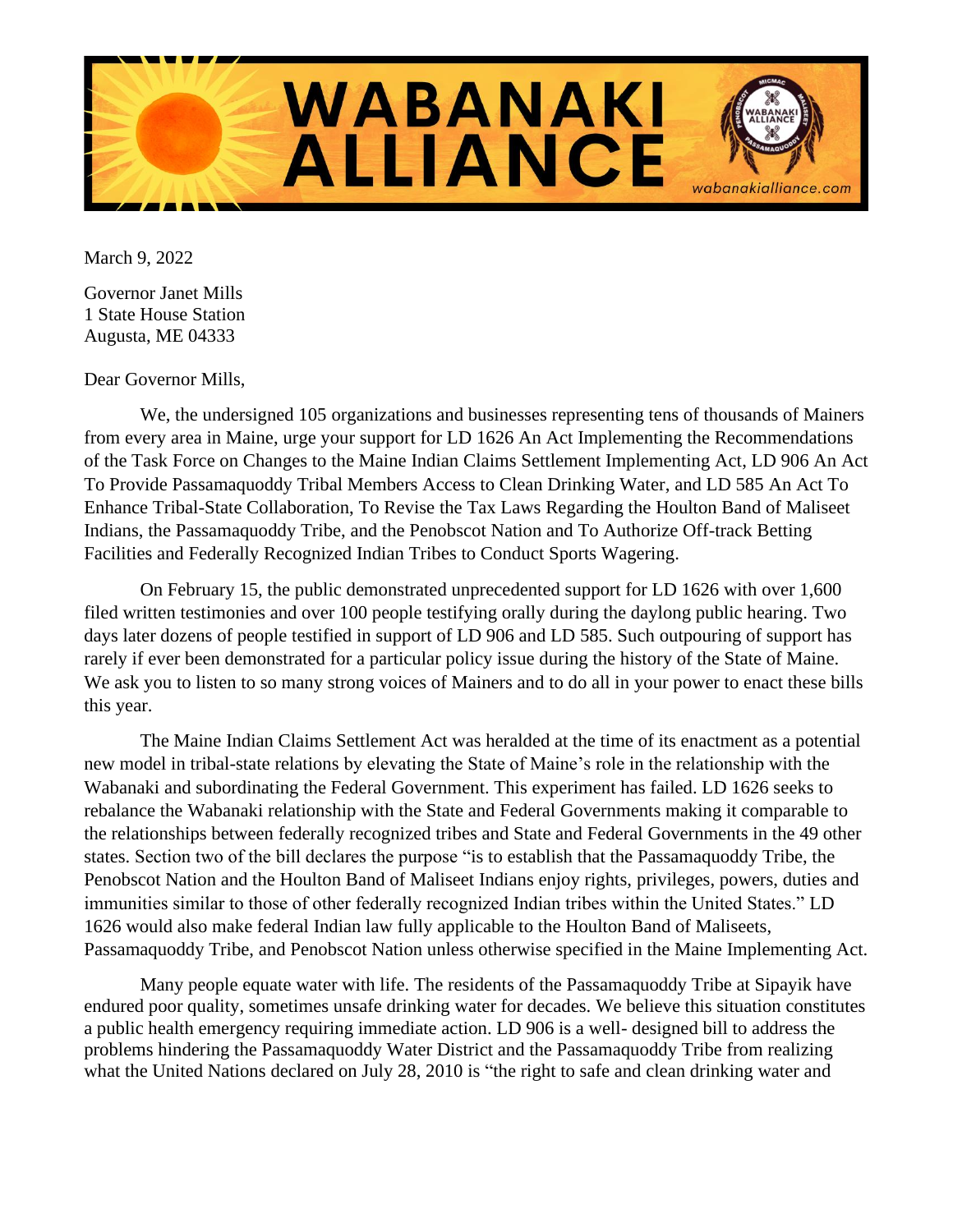# WABANAKI ALLIANCE

wabanakialliance.com

March 9, 2022

Governor Janet Mills
1 State House Station
Augusta, ME 04333

Dear Governor Mills,

We, the undersigned 105 organizations and businesses representing tens of thousands of Mainers from every area in Maine, urge your support for LD 1626 An Act Implementing the Recommendations of the Task Force on Changes to the Maine Indian Claims Settlement Implementing Act, LD 906 An Act To Provide Passamaquoddy Tribal Members Access to Clean Drinking Water, and LD 585 An Act To Enhance Tribal-State Collaboration, To Revise the Tax Laws Regarding the Houlton Band of Maliseet Indians, the Passamaquoddy Tribe, and the Penobscot Nation and To Authorize Off-track Betting Facilities and Federally Recognized Indian Tribes to Conduct Sports Wagering.

On February 15, the public demonstrated unprecedented support for LD 1626 with over 1,600 filed written testimonies and over 100 people testifying orally during the daylong public hearing. Two days later dozens of people testified in support of LD 906 and LD 585. Such outpouring of support has rarely if ever been demonstrated for a particular policy issue during the history of the State of Maine. We ask you to listen to so many strong voices of Mainers and to do all in your power to enact these bills this year.

The Maine Indian Claims Settlement Act was heralded at the time of its enactment as a potential new model in tribal-state relations by elevating the State of Maine's role in the relationship with the Wabanaki and subordinating the Federal Government. This experiment has failed. LD 1626 seeks to rebalance the Wabanaki relationship with the State and Federal Governments making it comparable to the relationships between federally recognized tribes and State and Federal Governments in the 49 other states. Section two of the bill declares the purpose "is to establish that the Passamaquoddy Tribe, the Penobscot Nation and the Houlton Band of Maliseet Indians enjoy rights, privileges, powers, duties and immunities similar to those of other federally recognized Indian tribes within the United States." LD 1626 would also make federal Indian law fully applicable to the Houlton Band of Maliseets, Passamaquoddy Tribe, and Penobscot Nation unless otherwise specified in the Maine Implementing Act.

Many people equate water with life. The residents of the Passamaquoddy Tribe at Sipayik have endured poor quality, sometimes unsafe drinking water for decades. We believe this situation constitutes a public health emergency requiring immediate action. LD 906 is a well- designed bill to address the problems hindering the Passamaquoddy Water District and the Passamaquoddy Tribe from realizing what the United Nations declared on July 28, 2010 is "the right to safe and clean drinking water and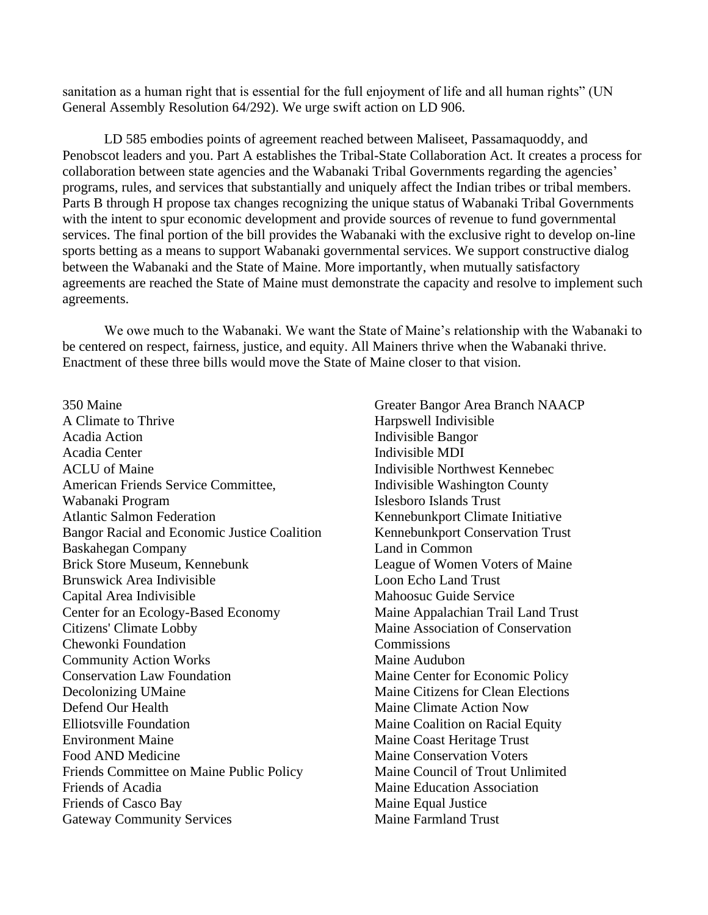sanitation as a human right that is essential for the full enjoyment of life and all human rights" (UN General Assembly Resolution 64/292). We urge swift action on LD 906.

LD 585 embodies points of agreement reached between Maliseet, Passamaquoddy, and Penobscot leaders and you. Part A establishes the Tribal-State Collaboration Act. It creates a process for collaboration between state agencies and the Wabanaki Tribal Governments regarding the agencies' programs, rules, and services that substantially and uniquely affect the Indian tribes or tribal members. Parts B through H propose tax changes recognizing the unique status of Wabanaki Tribal Governments with the intent to spur economic development and provide sources of revenue to fund governmental services. The final portion of the bill provides the Wabanaki with the exclusive right to develop on-line sports betting as a means to support Wabanaki governmental services. We support constructive dialog between the Wabanaki and the State of Maine. More importantly, when mutually satisfactory agreements are reached the State of Maine must demonstrate the capacity and resolve to implement such agreements.

We owe much to the Wabanaki. We want the State of Maine's relationship with the Wabanaki to be centered on respect, fairness, justice, and equity. All Mainers thrive when the Wabanaki thrive. Enactment of these three bills would move the State of Maine closer to that vision.

350 Maine
A Climate to Thrive
Acadia Action
Acadia Center
ACLU of Maine
American Friends Service Committee, Wabanaki Program
Atlantic Salmon Federation
Bangor Racial and Economic Justice Coalition
Baskahegan Company
Brick Store Museum, Kennebunk
Brunswick Area Indivisible
Capital Area Indivisible
Center for an Ecology-Based Economy
Citizens' Climate Lobby
Chewonki Foundation
Community Action Works
Conservation Law Foundation
Decolonizing UMaine
Defend Our Health
Elliotsville Foundation
Environment Maine
Food AND Medicine
Friends Committee on Maine Public Policy
Friends of Acadia
Friends of Casco Bay
Gateway Community Services
Greater Bangor Area Branch NAACP
Harpswell Indivisible
Indivisible Bangor
Indivisible MDI
Indivisible Northwest Kennebec
Indivisible Washington County
Islesboro Islands Trust
Kennebunkport Climate Initiative
Kennebunkport Conservation Trust
Land in Common
League of Women Voters of Maine
Loon Echo Land Trust
Mahoosuc Guide Service
Maine Appalachian Trail Land Trust
Maine Association of Conservation Commissions
Maine Audubon
Maine Center for Economic Policy
Maine Citizens for Clean Elections
Maine Climate Action Now
Maine Coalition on Racial Equity
Maine Coast Heritage Trust
Maine Conservation Voters
Maine Council of Trout Unlimited
Maine Education Association
Maine Equal Justice
Maine Farmland Trust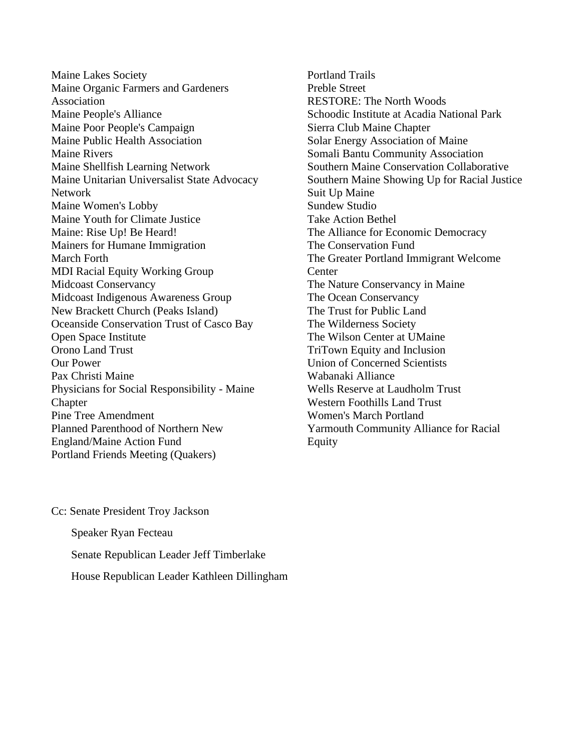Maine Lakes Society
Maine Organic Farmers and Gardeners Association
Maine People's Alliance
Maine Poor People's Campaign
Maine Public Health Association
Maine Rivers
Maine Shellfish Learning Network
Maine Unitarian Universalist State Advocacy Network
Maine Women's Lobby
Maine Youth for Climate Justice
Maine: Rise Up! Be Heard!
Mainers for Humane Immigration
March Forth
MDI Racial Equity Working Group
Midcoast Conservancy
Midcoast Indigenous Awareness Group
New Brackett Church (Peaks Island)
Oceanside Conservation Trust of Casco Bay
Open Space Institute
Orono Land Trust
Our Power
Pax Christi Maine
Physicians for Social Responsibility - Maine Chapter
Pine Tree Amendment
Planned Parenthood of Northern New England/Maine Action Fund
Portland Friends Meeting (Quakers)
Portland Trails
Preble Street
RESTORE: The North Woods
Schoodic Institute at Acadia National Park
Sierra Club Maine Chapter
Solar Energy Association of Maine
Somali Bantu Community Association
Southern Maine Conservation Collaborative
Southern Maine Showing Up for Racial Justice
Suit Up Maine
Sundew Studio
Take Action Bethel
The Alliance for Economic Democracy
The Conservation Fund
The Greater Portland Immigrant Welcome Center
The Nature Conservancy in Maine
The Ocean Conservancy
The Trust for Public Land
The Wilderness Society
The Wilson Center at UMaine
TriTown Equity and Inclusion
Union of Concerned Scientists
Wabanaki Alliance
Wells Reserve at Laudholm Trust
Western Foothills Land Trust
Women's March Portland
Yarmouth Community Alliance for Racial Equity

Cc: Senate President Troy Jackson

Speaker Ryan Fecteau

Senate Republican Leader Jeff Timberlake

House Republican Leader Kathleen Dillingham